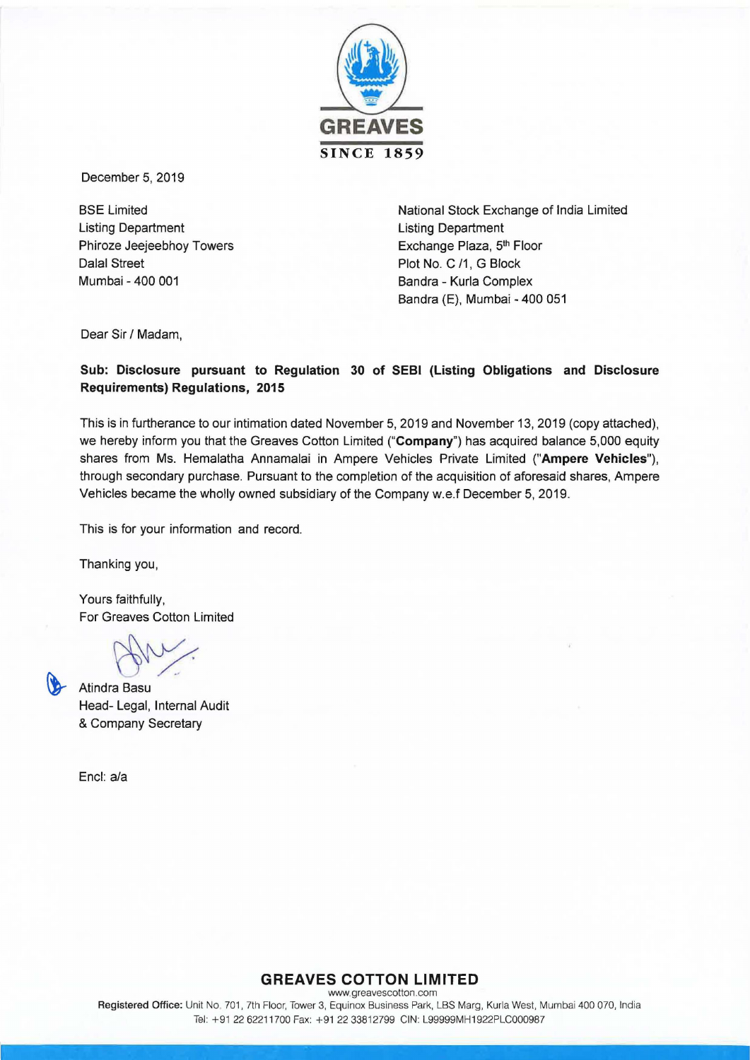**GREAVES**

**SINCE 1859**

December 5, 2019

BSE Limited
Listing Department
Phiroze Jeejeebhoy Towers
Dalal Street
Mumbai - 400 001

National Stock Exchange of India Limited
Listing Department
Exchange Plaza, 5th Floor
Plot No. C /1, G Block
Bandra - Kurla Complex
Bandra (E), Mumbai - 400 051

Dear Sir / Madam,

**Sub: Disclosure pursuant to Regulation 30 of SEBI (Listing Obligations and Disclosure Requirements) Regulations, 2015**

This is in furtherance to our intimation dated November 5, 2019 and November 13, 2019 (copy attached), we hereby inform you that the Greaves Cotton Limited ("**Company**") has acquired balance 5,000 equity shares from Ms. Hemalatha Annamalai in Ampere Vehicles Private Limited ("**Ampere Vehicles**"), through secondary purchase. Pursuant to the completion of the acquisition of aforesaid shares, Ampere Vehicles became the wholly owned subsidiary of the Company w.e.f December 5, 2019.

This is for your information and record.

Thanking you,

Yours faithfully,
For Greaves Cotton Limited

Atindra Basu
Head- Legal, Internal Audit
& Company Secretary

Encl: a/a

**GREAVES COTTON LIMITED**
www.greavescotton.com
**Registered Office:** Unit No. 701, 7th Floor, Tower 3, Equinox Business Park, LBS Marg, Kurla West, Mumbai 400 070, India
Tel: +91 22 62211700 Fax: +91 22 33812799 CIN: L99999MH1922PLC000987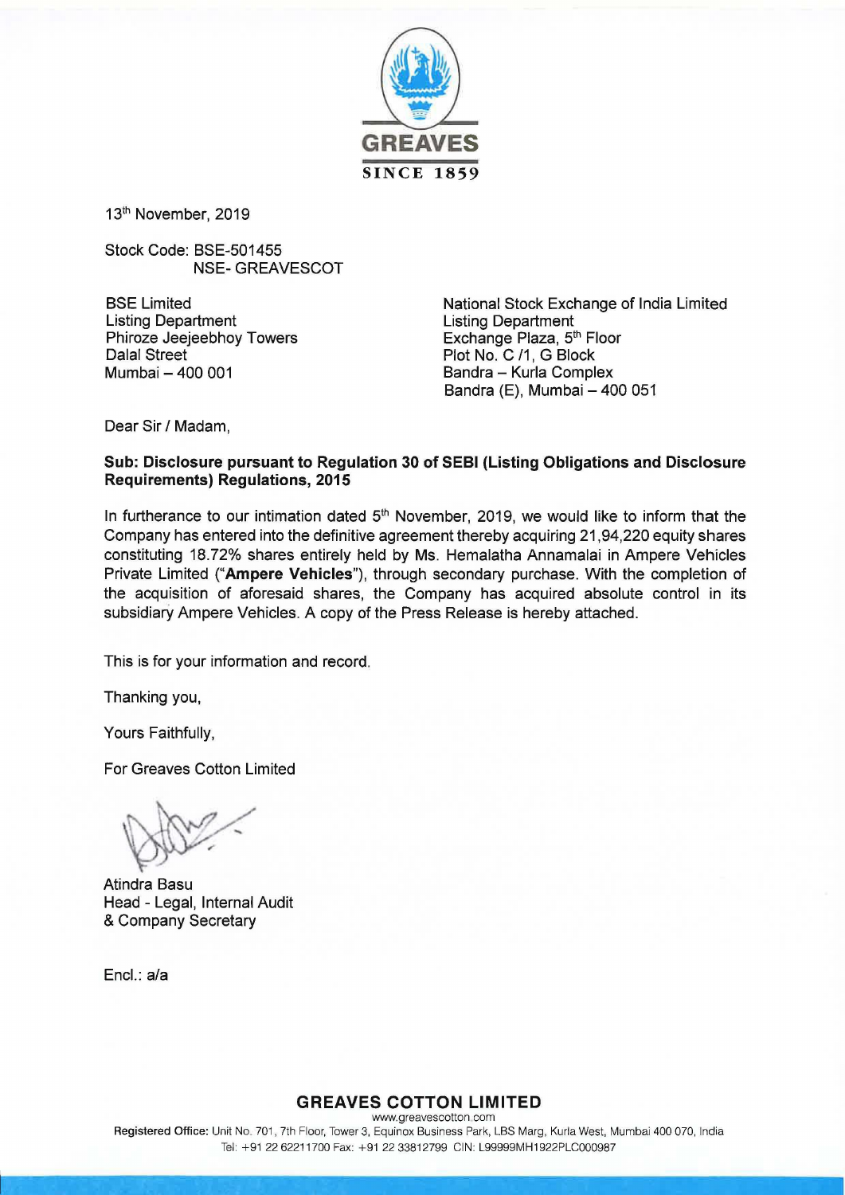13th November, 2019

Stock Code: BSE-501455
NSE- GREAVESCOT

BSE Limited
Listing Department
Phiroze Jeejeebhoy Towers
Dalal Street
Mumbai – 400 001

National Stock Exchange of India Limited
Listing Department
Exchange Plaza, 5th Floor
Plot No. C /1, G Block
Bandra – Kurla Complex
Bandra (E), Mumbai – 400 051

Dear Sir / Madam,

**Sub: Disclosure pursuant to Regulation 30 of SEBI (Listing Obligations and Disclosure Requirements) Regulations, 2015**

In furtherance to our intimation dated 5th November, 2019, we would like to inform that the Company has entered into the definitive agreement thereby acquiring 21,94,220 equity shares constituting 18.72% shares entirely held by Ms. Hemalatha Annamalai in Ampere Vehicles Private Limited ("**Ampere Vehicles**"), through secondary purchase. With the completion of the acquisition of aforesaid shares, the Company has acquired absolute control in its subsidiary Ampere Vehicles. A copy of the Press Release is hereby attached.

This is for your information and record.

Thanking you,

Yours Faithfully,

For Greaves Cotton Limited

Atindra Basu
Head - Legal, Internal Audit
& Company Secretary

Encl.: a/a

**GREAVES COTTON LIMITED**
www.greavescotton.com
Registered Office: Unit No. 701, 7th Floor, Tower 3, Equinox Business Park, LBS Marg, Kurla West, Mumbai 400 070, India
Tel: +91 22 62211700 Fax: +91 22 33812799 CIN: L99999MH1922PLC000987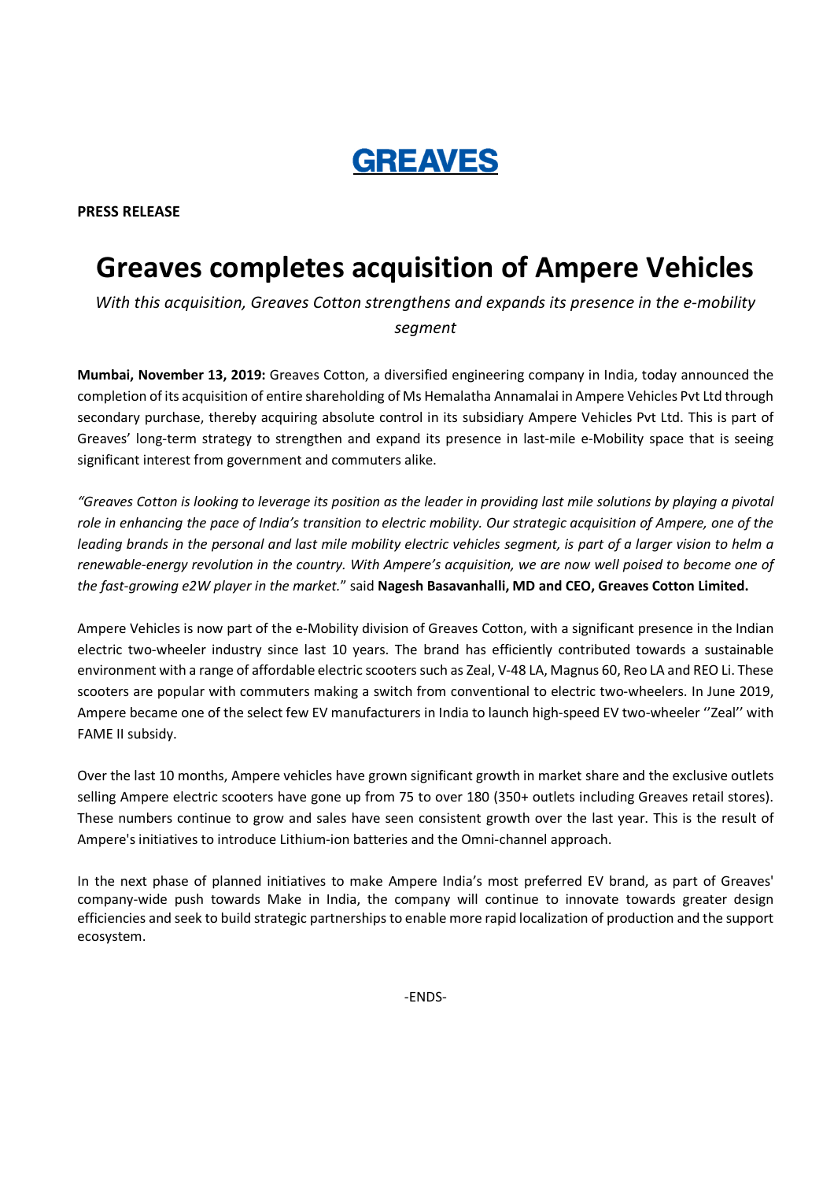**GREAVES**

**PRESS RELEASE**

# Greaves completes acquisition of Ampere Vehicles

*With this acquisition, Greaves Cotton strengthens and expands its presence in the e-mobility segment*

**Mumbai, November 13, 2019:** Greaves Cotton, a diversified engineering company in India, today announced the completion of its acquisition of entire shareholding of Ms Hemalatha Annamalai in Ampere Vehicles Pvt Ltd through secondary purchase, thereby acquiring absolute control in its subsidiary Ampere Vehicles Pvt Ltd. This is part of Greaves' long-term strategy to strengthen and expand its presence in last-mile e-Mobility space that is seeing significant interest from government and commuters alike.

*"Greaves Cotton is looking to leverage its position as the leader in providing last mile solutions by playing a pivotal role in enhancing the pace of India's transition to electric mobility. Our strategic acquisition of Ampere, one of the leading brands in the personal and last mile mobility electric vehicles segment, is part of a larger vision to helm a renewable-energy revolution in the country. With Ampere's acquisition, we are now well poised to become one of the fast-growing e2W player in the market."* said **Nagesh Basavanhalli, MD and CEO, Greaves Cotton Limited.**

Ampere Vehicles is now part of the e-Mobility division of Greaves Cotton, with a significant presence in the Indian electric two-wheeler industry since last 10 years. The brand has efficiently contributed towards a sustainable environment with a range of affordable electric scooters such as Zeal, V-48 LA, Magnus 60, Reo LA and REO Li. These scooters are popular with commuters making a switch from conventional to electric two-wheelers. In June 2019, Ampere became one of the select few EV manufacturers in India to launch high-speed EV two-wheeler ''Zeal'' with FAME II subsidy.

Over the last 10 months, Ampere vehicles have grown significant growth in market share and the exclusive outlets selling Ampere electric scooters have gone up from 75 to over 180 (350+ outlets including Greaves retail stores). These numbers continue to grow and sales have seen consistent growth over the last year. This is the result of Ampere's initiatives to introduce Lithium-ion batteries and the Omni-channel approach.

In the next phase of planned initiatives to make Ampere India's most preferred EV brand, as part of Greaves' company-wide push towards Make in India, the company will continue to innovate towards greater design efficiencies and seek to build strategic partnerships to enable more rapid localization of production and the support ecosystem.

-ENDS-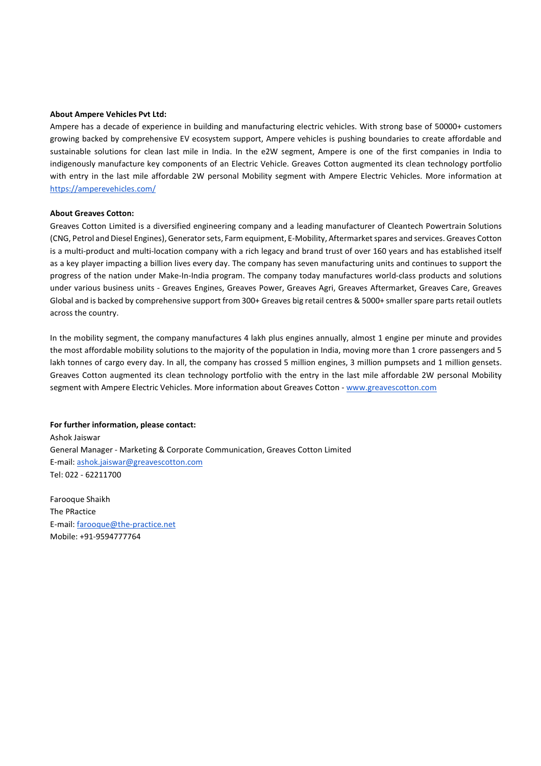**About Ampere Vehicles Pvt Ltd:**

Ampere has a decade of experience in building and manufacturing electric vehicles. With strong base of 50000+ customers growing backed by comprehensive EV ecosystem support, Ampere vehicles is pushing boundaries to create affordable and sustainable solutions for clean last mile in India. In the e2W segment, Ampere is one of the first companies in India to indigenously manufacture key components of an Electric Vehicle. Greaves Cotton augmented its clean technology portfolio with entry in the last mile affordable 2W personal Mobility segment with Ampere Electric Vehicles. More information at https://amperevehicles.com/

**About Greaves Cotton:**

Greaves Cotton Limited is a diversified engineering company and a leading manufacturer of Cleantech Powertrain Solutions (CNG, Petrol and Diesel Engines), Generator sets, Farm equipment, E-Mobility, Aftermarket spares and services. Greaves Cotton is a multi-product and multi-location company with a rich legacy and brand trust of over 160 years and has established itself as a key player impacting a billion lives every day. The company has seven manufacturing units and continues to support the progress of the nation under Make-In-India program. The company today manufactures world-class products and solutions under various business units - Greaves Engines, Greaves Power, Greaves Agri, Greaves Aftermarket, Greaves Care, Greaves Global and is backed by comprehensive support from 300+ Greaves big retail centres & 5000+ smaller spare parts retail outlets across the country.

In the mobility segment, the company manufactures 4 lakh plus engines annually, almost 1 engine per minute and provides the most affordable mobility solutions to the majority of the population in India, moving more than 1 crore passengers and 5 lakh tonnes of cargo every day. In all, the company has crossed 5 million engines, 3 million pumpsets and 1 million gensets. Greaves Cotton augmented its clean technology portfolio with the entry in the last mile affordable 2W personal Mobility segment with Ampere Electric Vehicles. More information about Greaves Cotton - www.greavescotton.com

**For further information, please contact:**

Ashok Jaiswar
General Manager - Marketing & Corporate Communication, Greaves Cotton Limited
E-mail: ashok.jaiswar@greavescotton.com
Tel: 022 - 62211700

Farooque Shaikh
The PRactice
E-mail: farooque@the-practice.net
Mobile: +91-9594777764